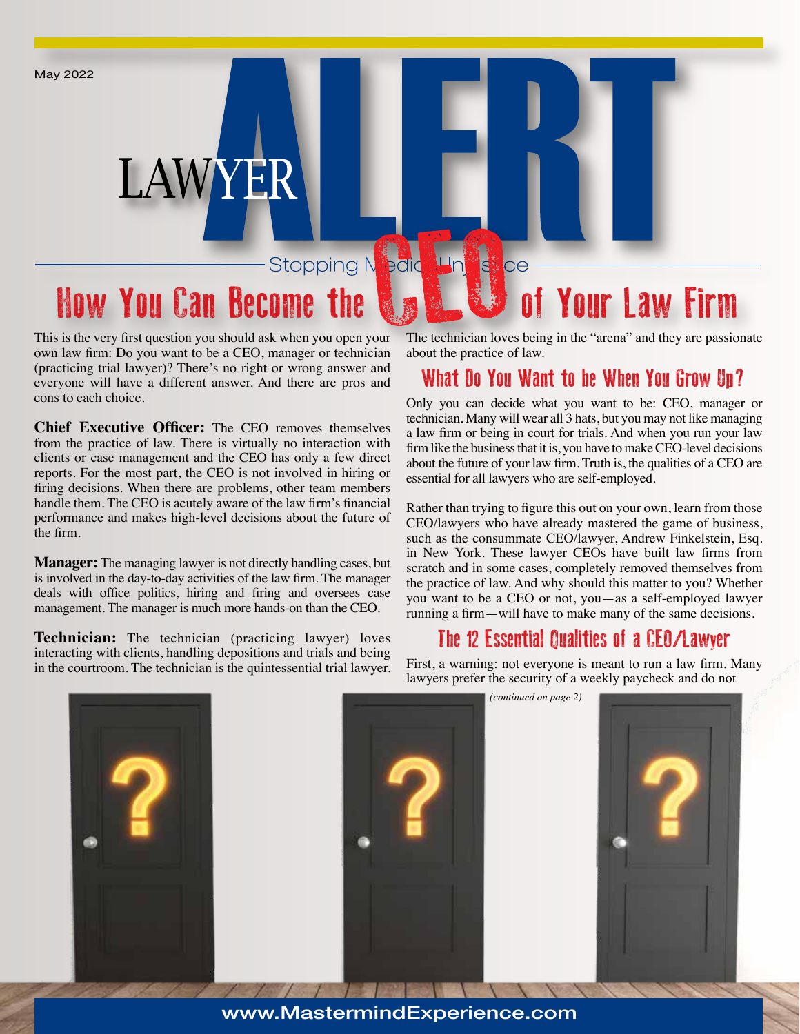May 2022

# LAWYER ALERT

Stopping Medical Injustice

## How You Can Become the CEO of Your Law Firm

This is the very first question you should ask when you open your own law firm: Do you want to be a CEO, manager or technician (practicing trial lawyer)? There's no right or wrong answer and everyone will have a different answer. And there are pros and cons to each choice.

**Chief Executive Officer:** The CEO removes themselves from the practice of law. There is virtually no interaction with clients or case management and the CEO has only a few direct reports. For the most part, the CEO is not involved in hiring or firing decisions. When there are problems, other team members handle them. The CEO is acutely aware of the law firm's financial performance and makes high-level decisions about the future of the firm.

**Manager:** The managing lawyer is not directly handling cases, but is involved in the day-to-day activities of the law firm. The manager deals with office politics, hiring and firing and oversees case management. The manager is much more hands-on than the CEO.

**Technician:** The technician (practicing lawyer) loves interacting with clients, handling depositions and trials and being in the courtroom. The technician is the quintessential trial lawyer. The technician loves being in the "arena" and they are passionate about the practice of law.

### What Do You Want to be When You Grow Up?

Only you can decide what you want to be: CEO, manager or technician. Many will wear all 3 hats, but you may not like managing a law firm or being in court for trials. And when you run your law firm like the business that it is, you have to make CEO-level decisions about the future of your law firm. Truth is, the qualities of a CEO are essential for all lawyers who are self-employed.

Rather than trying to figure this out on your own, learn from those CEO/lawyers who have already mastered the game of business, such as the consummate CEO/lawyer, Andrew Finkelstein, Esq. in New York. These lawyer CEOs have built law firms from scratch and in some cases, completely removed themselves from the practice of law. And why should this matter to you? Whether you want to be a CEO or not, you—as a self-employed lawyer running a firm—will have to make many of the same decisions.

### The 12 Essential Qualities of a CEO/Lawyer

First, a warning: not everyone is meant to run a law firm. Many lawyers prefer the security of a weekly paycheck and do not

*(continued on page 2)*

www.MastermindExperience.com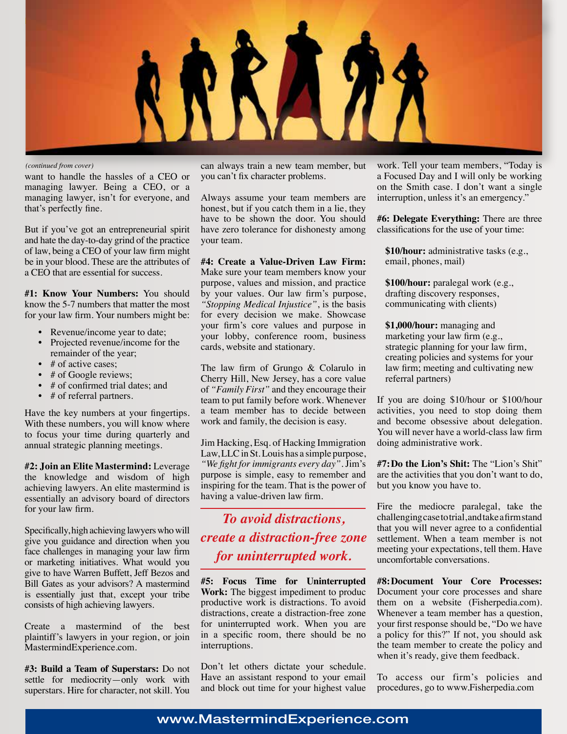*(continued from cover)*

want to handle the hassles of a CEO or managing lawyer. Being a CEO, or a managing lawyer, isn't for everyone, and that's perfectly fine.

But if you've got an entrepreneurial spirit and hate the day-to-day grind of the practice of law, being a CEO of your law firm might be in your blood. These are the attributes of a CEO that are essential for success.

**#1: Know Your Numbers:** You should know the 5-7 numbers that matter the most for your law firm. Your numbers might be:

- Revenue/income year to date;
- Projected revenue/income for the remainder of the year;
- # of active cases;
- # of Google reviews;
- # of confirmed trial dates; and
- # of referral partners.

Have the key numbers at your fingertips. With these numbers, you will know where to focus your time during quarterly and annual strategic planning meetings.

**#2: Join an Elite Mastermind:** Leverage the knowledge and wisdom of high achieving lawyers. An elite mastermind is essentially an advisory board of directors for your law firm.

Specifically, high achieving lawyers who will give you guidance and direction when you face challenges in managing your law firm or marketing initiatives. What would you give to have Warren Buffett, Jeff Bezos and Bill Gates as your advisors? A mastermind is essentially just that, except your tribe consists of high achieving lawyers.

Create a mastermind of the best plaintiff's lawyers in your region, or join MastermindExperience.com.

**#3: Build a Team of Superstars:** Do not settle for mediocrity—only work with superstars. Hire for character, not skill. You can always train a new team member, but you can't fix character problems.

Always assume your team members are honest, but if you catch them in a lie, they have to be shown the door. You should have zero tolerance for dishonesty among your team.

**#4: Create a Value-Driven Law Firm:** Make sure your team members know your purpose, values and mission, and practice by your values. Our law firm's purpose, *"Stopping Medical Injustice"*, is the basis for every decision we make. Showcase your firm's core values and purpose in your lobby, conference room, business cards, website and stationary.

The law firm of Grungo & Colarulo in Cherry Hill, New Jersey, has a core value of *"Family First"* and they encourage their team to put family before work. Whenever a team member has to decide between work and family, the decision is easy.

Jim Hacking, Esq. of Hacking Immigration Law, LLC in St. Louis has a simple purpose, *"We fight for immigrants every day"*. Jim's purpose is simple, easy to remember and inspiring for the team. That is the power of having a value-driven law firm.

> *To avoid distractions, create a distraction-free zone for uninterrupted work.*

**#5: Focus Time for Uninterrupted Work:** The biggest impediment to produc productive work is distractions. To avoid distractions, create a distraction-free zone for uninterrupted work. When you are in a specific room, there should be no interruptions.

Don't let others dictate your schedule. Have an assistant respond to your email and block out time for your highest value work. Tell your team members, "Today is a Focused Day and I will only be working on the Smith case. I don't want a single interruption, unless it's an emergency."

**#6: Delegate Everything:** There are three classifications for the use of your time:

**$10/hour:** administrative tasks (e.g., email, phones, mail)

**$100/hour:** paralegal work (e.g., drafting discovery responses, communicating with clients)

**$1,000/hour:** managing and marketing your law firm (e.g., strategic planning for your law firm, creating policies and systems for your law firm; meeting and cultivating new referral partners)

If you are doing $10/hour or $100/hour activities, you need to stop doing them and become obsessive about delegation. You will never have a world-class law firm doing administrative work.

**#7: Do the Lion's Shit:** The "Lion's Shit" are the activities that you don't want to do, but you know you have to.

Fire the mediocre paralegal, take the challenging case to trial, and take a firm stand that you will never agree to a confidential settlement. When a team member is not meeting your expectations, tell them. Have uncomfortable conversations.

**#8: Document Your Core Processes:** Document your core processes and share them on a website (Fisherpedia.com). Whenever a team member has a question, your first response should be, "Do we have a policy for this?" If not, you should ask the team member to create the policy and when it's ready, give them feedback.

To access our firm's policies and procedures, go to www.Fisherpedia.com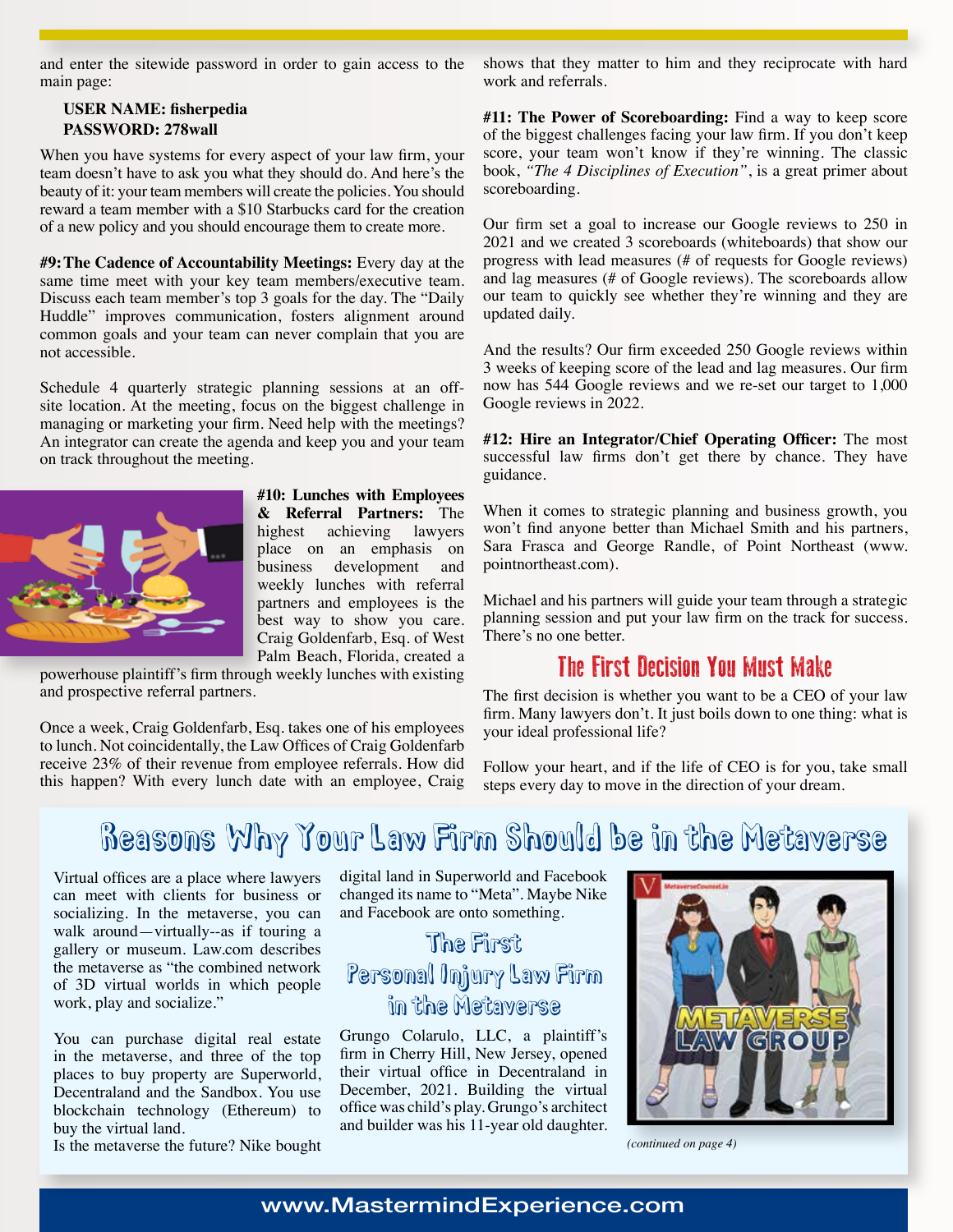and enter the sitewide password in order to gain access to the main page:

**USER NAME: fisherpedia**
**PASSWORD: 278wall**

When you have systems for every aspect of your law firm, your team doesn't have to ask you what they should do. And here's the beauty of it: your team members will create the policies. You should reward a team member with a $10 Starbucks card for the creation of a new policy and you should encourage them to create more.

**#9: The Cadence of Accountability Meetings:** Every day at the same time meet with your key team members/executive team. Discuss each team member's top 3 goals for the day. The "Daily Huddle" improves communication, fosters alignment around common goals and your team can never complain that you are not accessible.

Schedule 4 quarterly strategic planning sessions at an off-site location. At the meeting, focus on the biggest challenge in managing or marketing your firm. Need help with the meetings? An integrator can create the agenda and keep you and your team on track throughout the meeting.

**#10: Lunches with Employees & Referral Partners:** The highest achieving lawyers place on an emphasis on business development and weekly lunches with referral partners and employees is the best way to show you care. Craig Goldenfarb, Esq. of West Palm Beach, Florida, created a powerhouse plaintiff's firm through weekly lunches with existing and prospective referral partners.

Once a week, Craig Goldenfarb, Esq. takes one of his employees to lunch. Not coincidentally, the Law Offices of Craig Goldenfarb receive 23% of their revenue from employee referrals. How did this happen? With every lunch date with an employee, Craig shows that they matter to him and they reciprocate with hard work and referrals.

**#11: The Power of Scoreboarding:** Find a way to keep score of the biggest challenges facing your law firm. If you don't keep score, your team won't know if they're winning. The classic book, *"The 4 Disciplines of Execution"*, is a great primer about scoreboarding.

Our firm set a goal to increase our Google reviews to 250 in 2021 and we created 3 scoreboards (whiteboards) that show our progress with lead measures (# of requests for Google reviews) and lag measures (# of Google reviews). The scoreboards allow our team to quickly see whether they're winning and they are updated daily.

And the results? Our firm exceeded 250 Google reviews within 3 weeks of keeping score of the lead and lag measures. Our firm now has 544 Google reviews and we re-set our target to 1,000 Google reviews in 2022.

**#12: Hire an Integrator/Chief Operating Officer:** The most successful law firms don't get there by chance. They have guidance.

When it comes to strategic planning and business growth, you won't find anyone better than Michael Smith and his partners, Sara Frasca and George Randle, of Point Northeast (www.pointnortheast.com).

Michael and his partners will guide your team through a strategic planning session and put your law firm on the track for success. There's no one better.

## The First Decision You Must Make

The first decision is whether you want to be a CEO of your law firm. Many lawyers don't. It just boils down to one thing: what is your ideal professional life?

Follow your heart, and if the life of CEO is for you, take small steps every day to move in the direction of your dream.

# Reasons Why Your Law Firm Should be in the Metaverse

Virtual offices are a place where lawyers can meet with clients for business or socializing. In the metaverse, you can walk around—virtually--as if touring a gallery or museum. Law.com describes the metaverse as "the combined network of 3D virtual worlds in which people work, play and socialize."

You can purchase digital real estate in the metaverse, and three of the top places to buy property are Superworld, Decentraland and the Sandbox. You use blockchain technology (Ethereum) to buy the virtual land.
Is the metaverse the future? Nike bought digital land in Superworld and Facebook changed its name to "Meta". Maybe Nike and Facebook are onto something.

## The First Personal Injury Law Firm in the Metaverse

Grungo Colarulo, LLC, a plaintiff's firm in Cherry Hill, New Jersey, opened their virtual office in Decentraland in December, 2021. Building the virtual office was child's play. Grungo's architect and builder was his 11-year old daughter.

*(continued on page 4)*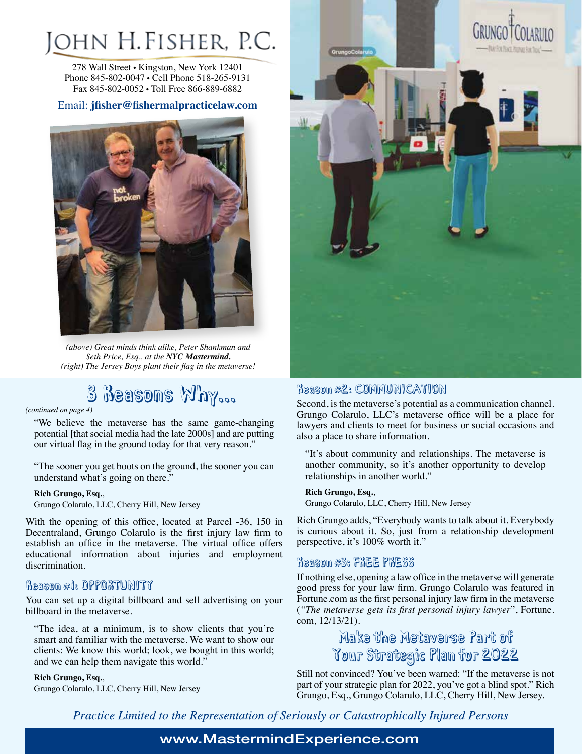# JOHN H. FISHER, P.C.

278 Wall Street • Kingston, New York 12401
Phone 845-802-0047 • Cell Phone 518-265-9131
Fax 845-802-0052 • Toll Free 866-889-6882

Email: **jfisher@fishermalpracticelaw.com**

*(above) Great minds think alike, Peter Shankman and Seth Price, Esq., at the **NYC Mastermind.** (right) The Jersey Boys plant their flag in the metaverse!*

## 3 Reasons Why...

*(continued on page 4)*

> "We believe the metaverse has the same game-changing potential [that social media had the late 2000s] and are putting our virtual flag in the ground today for that very reason."
>
> "The sooner you get boots on the ground, the sooner you can understand what's going on there."
>
> **Rich Grungo, Esq.**,
> Grungo Colarulo, LLC, Cherry Hill, New Jersey

With the opening of this office, located at Parcel -36, 150 in Decentraland, Grungo Colarulo is the first injury law firm to establish an office in the metaverse. The virtual office offers educational information about injuries and employment discrimination.

### Reason #1: OPPORTUNITY

You can set up a digital billboard and sell advertising on your billboard in the metaverse.

> "The idea, at a minimum, is to show clients that you're smart and familiar with the metaverse. We want to show our clients: We know this world; look, we bought in this world; and we can help them navigate this world."
>
> **Rich Grungo, Esq.**,
> Grungo Colarulo, LLC, Cherry Hill, New Jersey

### Reason #2: COMMUNICATION

Second, is the metaverse's potential as a communication channel. Grungo Colarulo, LLC's metaverse office will be a place for lawyers and clients to meet for business or social occasions and also a place to share information.

> "It's about community and relationships. The metaverse is another community, so it's another opportunity to develop relationships in another world."
>
> **Rich Grungo, Esq.**,
> Grungo Colarulo, LLC, Cherry Hill, New Jersey

Rich Grungo adds, "Everybody wants to talk about it. Everybody is curious about it. So, just from a relationship development perspective, it's 100% worth it."

### Reason #3: FREE PRESS

If nothing else, opening a law office in the metaverse will generate good press for your law firm. Grungo Colarulo was featured in Fortune.com as the first personal injury law firm in the metaverse (*"The metaverse gets its first personal injury lawyer*", Fortune.com, 12/13/21).

## Make the Metaverse Part of Your Strategic Plan for 2022

Still not convinced? You've been warned: "If the metaverse is not part of your strategic plan for 2022, you've got a blind spot." Rich Grungo, Esq., Grungo Colarulo, LLC, Cherry Hill, New Jersey.

*Practice Limited to the Representation of Seriously or Catastrophically Injured Persons*

**www.MastermindExperience.com**